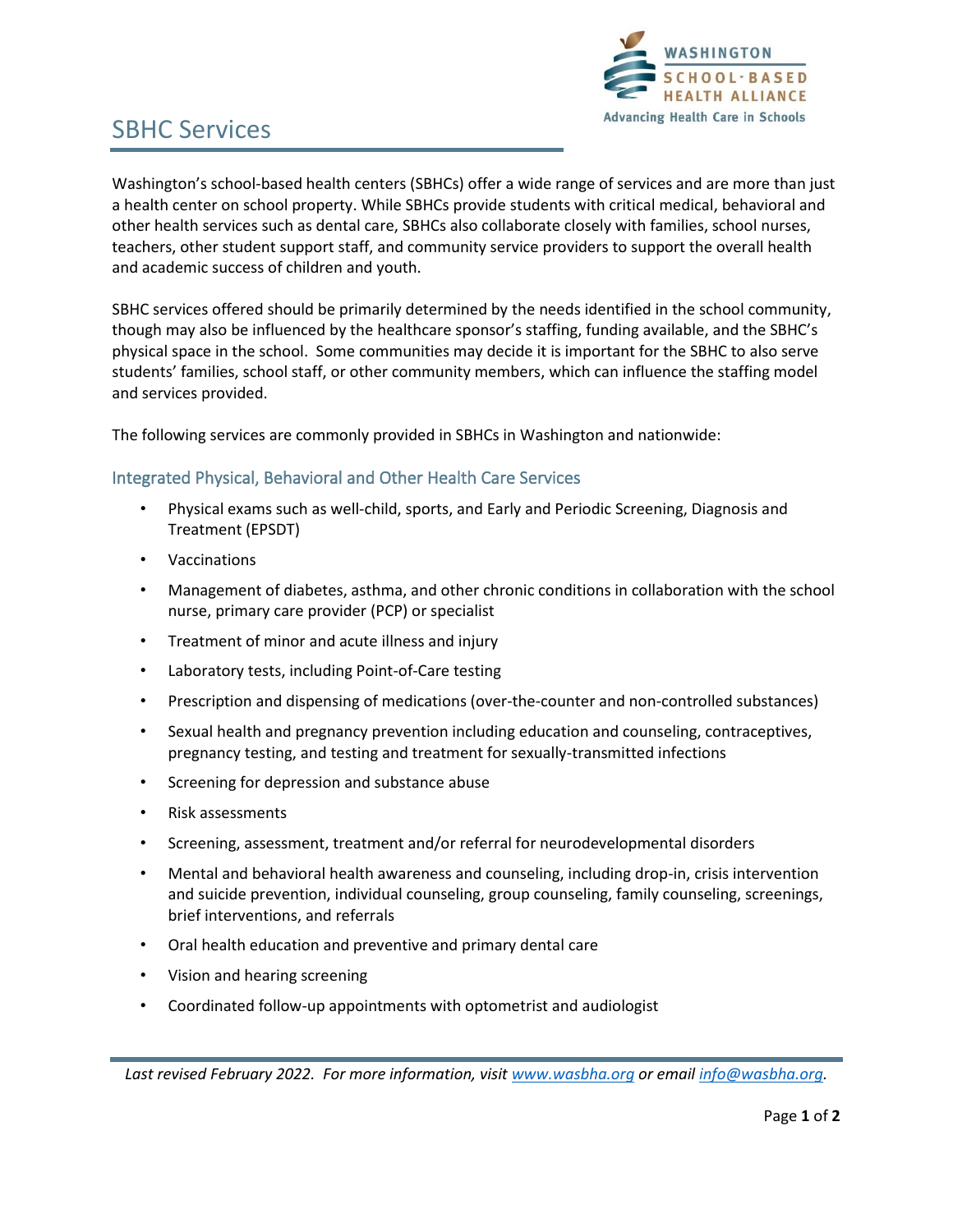# SBHC Services

Washington's school-based health centers (SBHCs) offer a wide range of services and are more than just a health center on school property. While SBHCs provide students with critical medical, behavioral and other health services such as dental care, SBHCs also collaborate closely with families, school nurses, teachers, other student support staff, and community service providers to support the overall health and academic success of children and youth.

SBHC services offered should be primarily determined by the needs identified in the school community, though may also be influenced by the healthcare sponsor's staffing, funding available, and the SBHC's physical space in the school. Some communities may decide it is important for the SBHC to also serve students' families, school staff, or other community members, which can influence the staffing model and services provided.

The following services are commonly provided in SBHCs in Washington and nationwide:

## Integrated Physical, Behavioral and Other Health Care Services

- Physical exams such as well-child, sports, and Early and Periodic Screening, Diagnosis and Treatment (EPSDT)
- Vaccinations
- Management of diabetes, asthma, and other chronic conditions in collaboration with the school nurse, primary care provider (PCP) or specialist
- Treatment of minor and acute illness and injury
- Laboratory tests, including Point-of-Care testing
- Prescription and dispensing of medications (over-the-counter and non-controlled substances)
- Sexual health and pregnancy prevention including education and counseling, contraceptives, pregnancy testing, and testing and treatment for sexually-transmitted infections
- Screening for depression and substance abuse
- Risk assessments
- Screening, assessment, treatment and/or referral for neurodevelopmental disorders
- Mental and behavioral health awareness and counseling, including drop-in, crisis intervention and suicide prevention, individual counseling, group counseling, family counseling, screenings, brief interventions, and referrals
- Oral health education and preventive and primary dental care
- Vision and hearing screening
- Coordinated follow-up appointments with optometrist and audiologist

*Last revised February 2022. For more information, visit [www.wasbha.org](http://www.wasbha.org) or email [info@wasbha.org](mailto:info@wasbha.org).*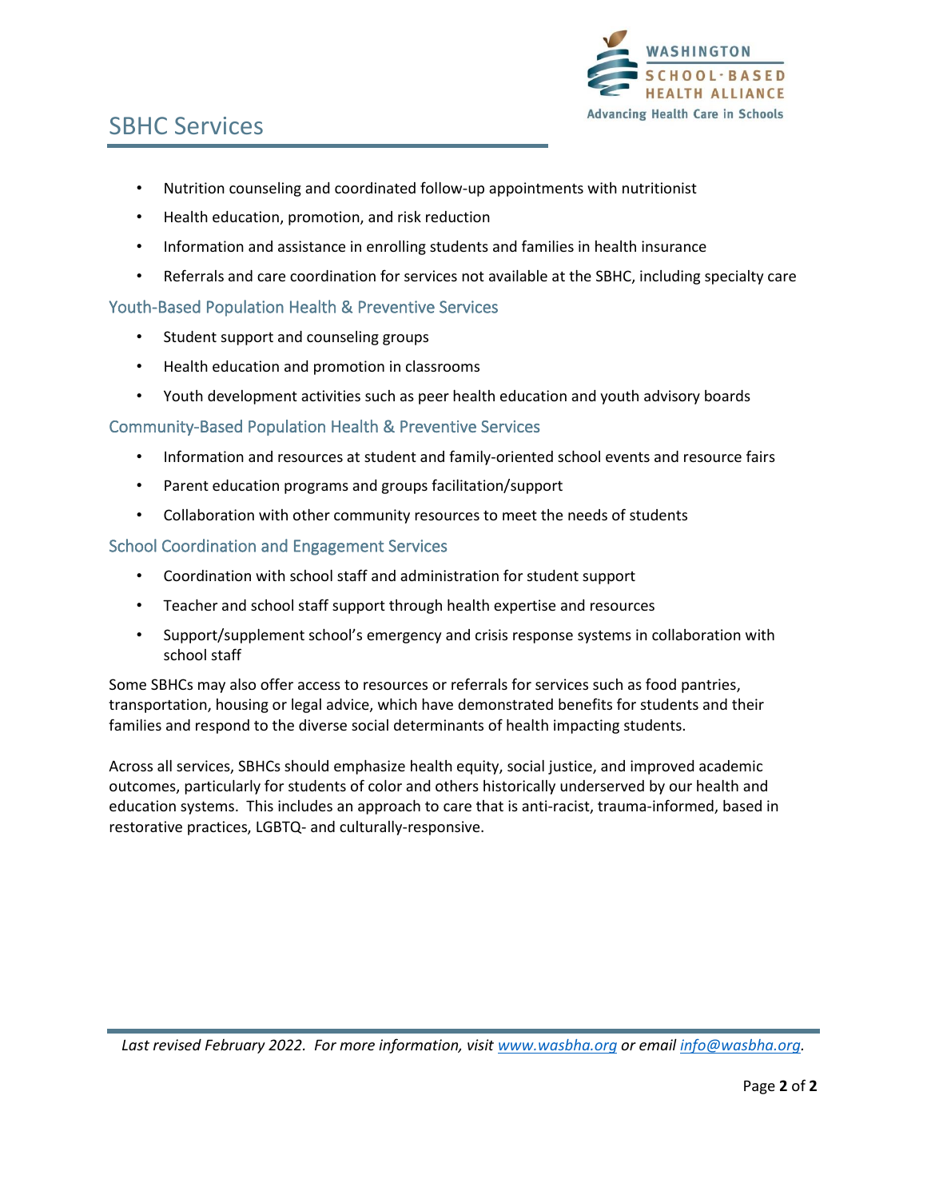# SBHC Services

- Nutrition counseling and coordinated follow-up appointments with nutritionist
- Health education, promotion, and risk reduction
- Information and assistance in enrolling students and families in health insurance
- Referrals and care coordination for services not available at the SBHC, including specialty care

## Youth-Based Population Health & Preventive Services

- Student support and counseling groups
- Health education and promotion in classrooms
- Youth development activities such as peer health education and youth advisory boards

## Community-Based Population Health & Preventive Services

- Information and resources at student and family-oriented school events and resource fairs
- Parent education programs and groups facilitation/support
- Collaboration with other community resources to meet the needs of students

## School Coordination and Engagement Services

- Coordination with school staff and administration for student support
- Teacher and school staff support through health expertise and resources
- Support/supplement school's emergency and crisis response systems in collaboration with school staff

Some SBHCs may also offer access to resources or referrals for services such as food pantries, transportation, housing or legal advice, which have demonstrated benefits for students and their families and respond to the diverse social determinants of health impacting students.

Across all services, SBHCs should emphasize health equity, social justice, and improved academic outcomes, particularly for students of color and others historically underserved by our health and education systems. This includes an approach to care that is anti-racist, trauma-informed, based in restorative practices, LGBTQ- and culturally-responsive.

*Last revised February 2022. For more information, visit www.wasbha.org or email info@wasbha.org.*